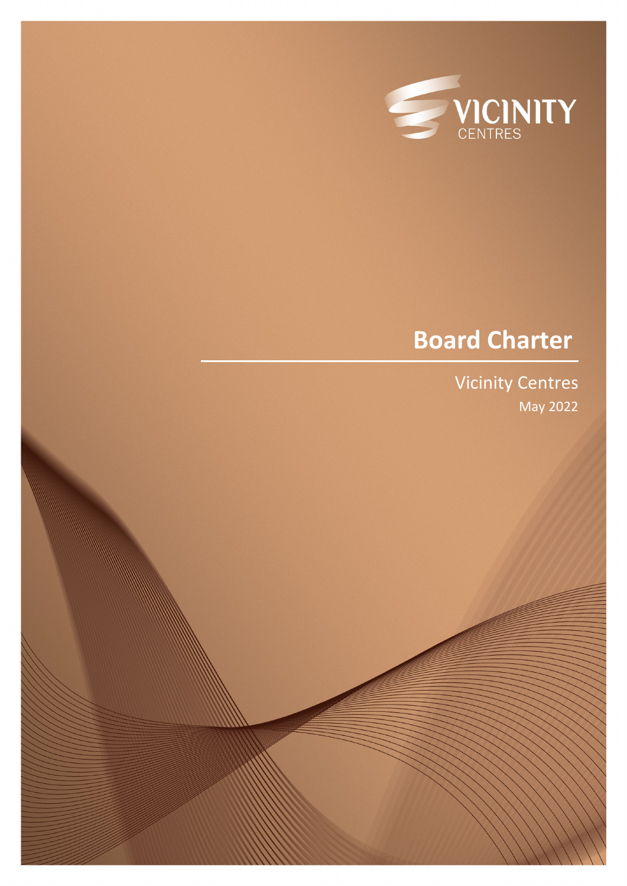VICINITY CENTRES

# Board Charter

Vicinity Centres

May 2022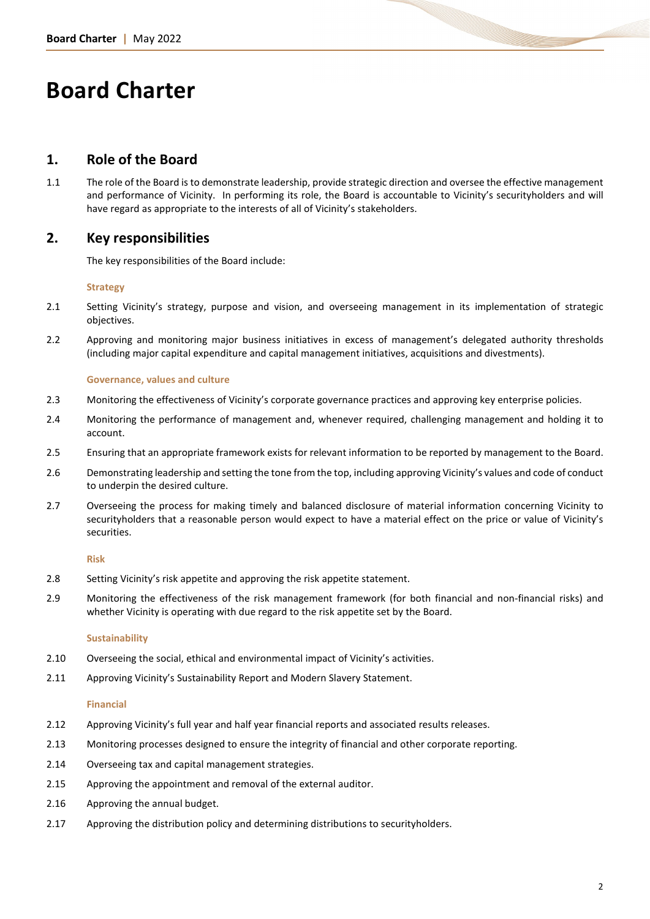# Board Charter

## 1. Role of the Board

1.1 The role of the Board is to demonstrate leadership, provide strategic direction and oversee the effective management and performance of Vicinity. In performing its role, the Board is accountable to Vicinity's securityholders and will have regard as appropriate to the interests of all of Vicinity's stakeholders.

## 2. Key responsibilities

The key responsibilities of the Board include:

### Strategy

2.1 Setting Vicinity's strategy, purpose and vision, and overseeing management in its implementation of strategic objectives.

2.2 Approving and monitoring major business initiatives in excess of management's delegated authority thresholds (including major capital expenditure and capital management initiatives, acquisitions and divestments).

### Governance, values and culture

2.3 Monitoring the effectiveness of Vicinity's corporate governance practices and approving key enterprise policies.

2.4 Monitoring the performance of management and, whenever required, challenging management and holding it to account.

2.5 Ensuring that an appropriate framework exists for relevant information to be reported by management to the Board.

2.6 Demonstrating leadership and setting the tone from the top, including approving Vicinity's values and code of conduct to underpin the desired culture.

2.7 Overseeing the process for making timely and balanced disclosure of material information concerning Vicinity to securityholders that a reasonable person would expect to have a material effect on the price or value of Vicinity's securities.

### Risk

2.8 Setting Vicinity's risk appetite and approving the risk appetite statement.

2.9 Monitoring the effectiveness of the risk management framework (for both financial and non-financial risks) and whether Vicinity is operating with due regard to the risk appetite set by the Board.

### Sustainability

2.10 Overseeing the social, ethical and environmental impact of Vicinity's activities.

2.11 Approving Vicinity's Sustainability Report and Modern Slavery Statement.

### Financial

2.12 Approving Vicinity's full year and half year financial reports and associated results releases.

2.13 Monitoring processes designed to ensure the integrity of financial and other corporate reporting.

2.14 Overseeing tax and capital management strategies.

2.15 Approving the appointment and removal of the external auditor.

2.16 Approving the annual budget.

2.17 Approving the distribution policy and determining distributions to securityholders.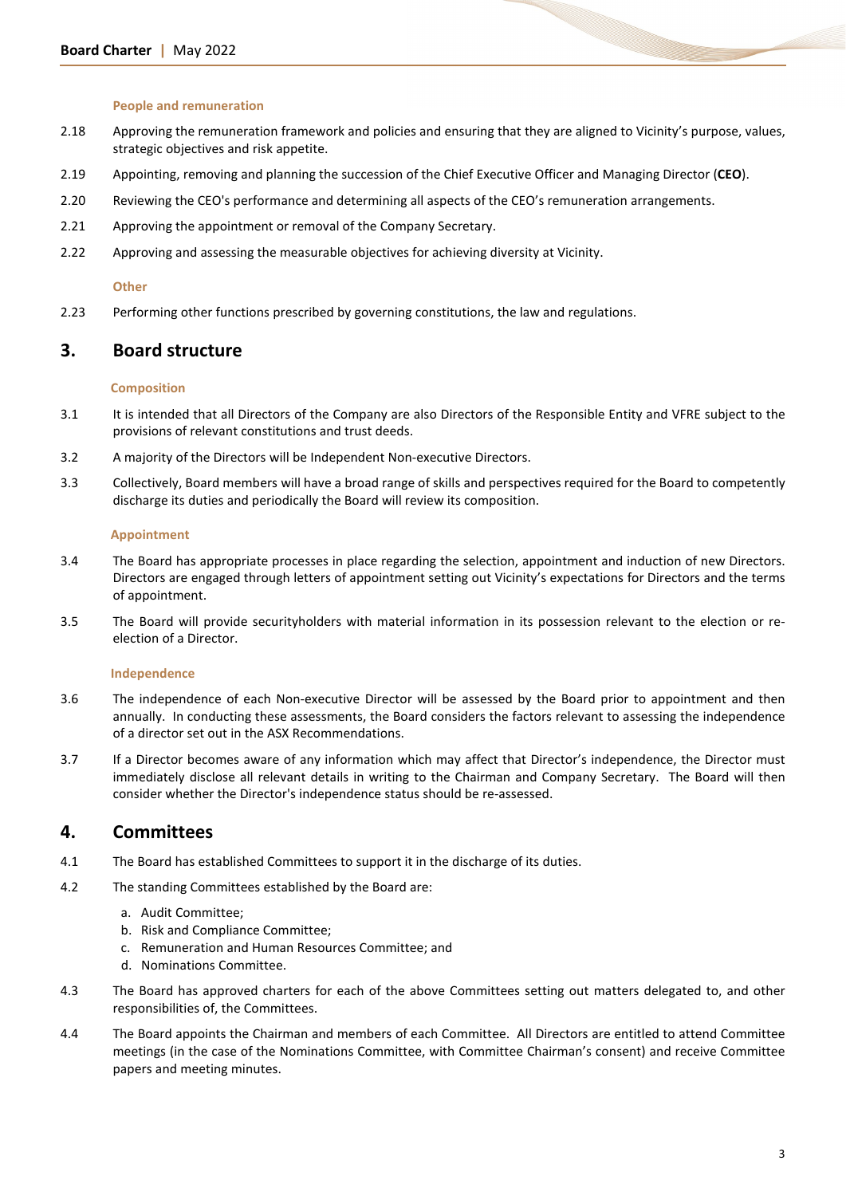#### People and remuneration

2.18 Approving the remuneration framework and policies and ensuring that they are aligned to Vicinity's purpose, values, strategic objectives and risk appetite.

2.19 Appointing, removing and planning the succession of the Chief Executive Officer and Managing Director (**CEO**).

2.20 Reviewing the CEO's performance and determining all aspects of the CEO's remuneration arrangements.

2.21 Approving the appointment or removal of the Company Secretary.

2.22 Approving and assessing the measurable objectives for achieving diversity at Vicinity.

#### Other

2.23 Performing other functions prescribed by governing constitutions, the law and regulations.

## 3. Board structure

#### Composition

3.1 It is intended that all Directors of the Company are also Directors of the Responsible Entity and VFRE subject to the provisions of relevant constitutions and trust deeds.

3.2 A majority of the Directors will be Independent Non-executive Directors.

3.3 Collectively, Board members will have a broad range of skills and perspectives required for the Board to competently discharge its duties and periodically the Board will review its composition.

#### Appointment

3.4 The Board has appropriate processes in place regarding the selection, appointment and induction of new Directors. Directors are engaged through letters of appointment setting out Vicinity's expectations for Directors and the terms of appointment.

3.5 The Board will provide securityholders with material information in its possession relevant to the election or re-election of a Director.

#### Independence

3.6 The independence of each Non-executive Director will be assessed by the Board prior to appointment and then annually. In conducting these assessments, the Board considers the factors relevant to assessing the independence of a director set out in the ASX Recommendations.

3.7 If a Director becomes aware of any information which may affect that Director's independence, the Director must immediately disclose all relevant details in writing to the Chairman and Company Secretary. The Board will then consider whether the Director's independence status should be re-assessed.

## 4. Committees

4.1 The Board has established Committees to support it in the discharge of its duties.

4.2 The standing Committees established by the Board are:

a. Audit Committee;
b. Risk and Compliance Committee;
c. Remuneration and Human Resources Committee; and
d. Nominations Committee.

4.3 The Board has approved charters for each of the above Committees setting out matters delegated to, and other responsibilities of, the Committees.

4.4 The Board appoints the Chairman and members of each Committee. All Directors are entitled to attend Committee meetings (in the case of the Nominations Committee, with Committee Chairman's consent) and receive Committee papers and meeting minutes.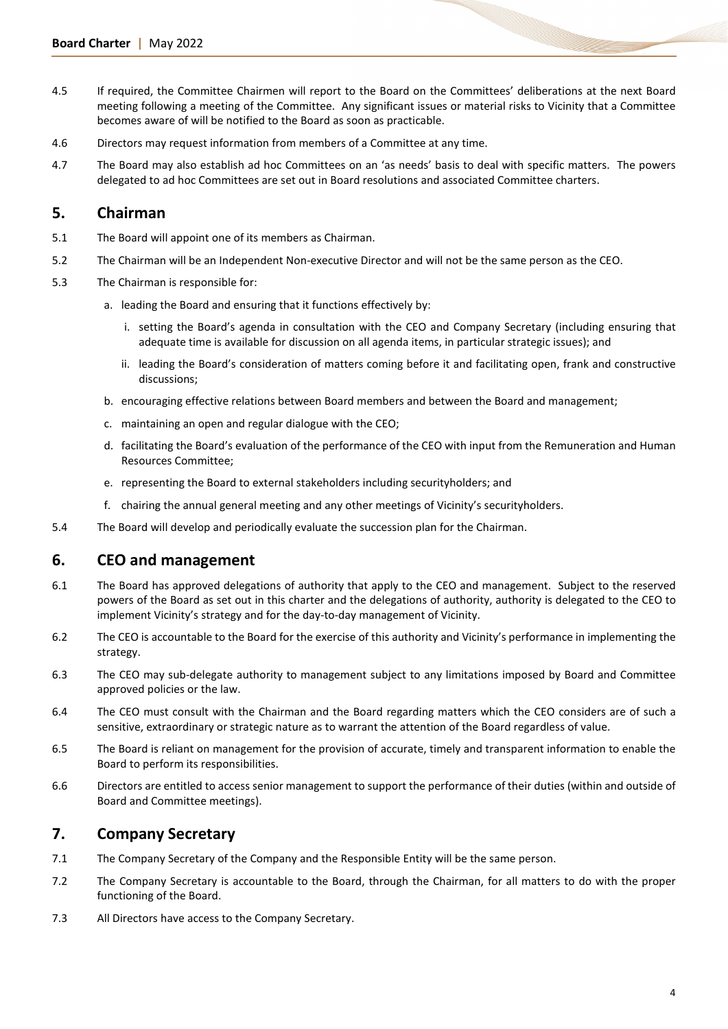4.5 If required, the Committee Chairmen will report to the Board on the Committees' deliberations at the next Board meeting following a meeting of the Committee. Any significant issues or material risks to Vicinity that a Committee becomes aware of will be notified to the Board as soon as practicable.

4.6 Directors may request information from members of a Committee at any time.

4.7 The Board may also establish ad hoc Committees on an 'as needs' basis to deal with specific matters. The powers delegated to ad hoc Committees are set out in Board resolutions and associated Committee charters.

## 5. Chairman

5.1 The Board will appoint one of its members as Chairman.

5.2 The Chairman will be an Independent Non-executive Director and will not be the same person as the CEO.

5.3 The Chairman is responsible for:

a. leading the Board and ensuring that it functions effectively by:

   i. setting the Board's agenda in consultation with the CEO and Company Secretary (including ensuring that adequate time is available for discussion on all agenda items, in particular strategic issues); and

   ii. leading the Board's consideration of matters coming before it and facilitating open, frank and constructive discussions;

b. encouraging effective relations between Board members and between the Board and management;

c. maintaining an open and regular dialogue with the CEO;

d. facilitating the Board's evaluation of the performance of the CEO with input from the Remuneration and Human Resources Committee;

e. representing the Board to external stakeholders including securityholders; and

f. chairing the annual general meeting and any other meetings of Vicinity's securityholders.

5.4 The Board will develop and periodically evaluate the succession plan for the Chairman.

## 6. CEO and management

6.1 The Board has approved delegations of authority that apply to the CEO and management. Subject to the reserved powers of the Board as set out in this charter and the delegations of authority, authority is delegated to the CEO to implement Vicinity's strategy and for the day-to-day management of Vicinity.

6.2 The CEO is accountable to the Board for the exercise of this authority and Vicinity's performance in implementing the strategy.

6.3 The CEO may sub-delegate authority to management subject to any limitations imposed by Board and Committee approved policies or the law.

6.4 The CEO must consult with the Chairman and the Board regarding matters which the CEO considers are of such a sensitive, extraordinary or strategic nature as to warrant the attention of the Board regardless of value.

6.5 The Board is reliant on management for the provision of accurate, timely and transparent information to enable the Board to perform its responsibilities.

6.6 Directors are entitled to access senior management to support the performance of their duties (within and outside of Board and Committee meetings).

## 7. Company Secretary

7.1 The Company Secretary of the Company and the Responsible Entity will be the same person.

7.2 The Company Secretary is accountable to the Board, through the Chairman, for all matters to do with the proper functioning of the Board.

7.3 All Directors have access to the Company Secretary.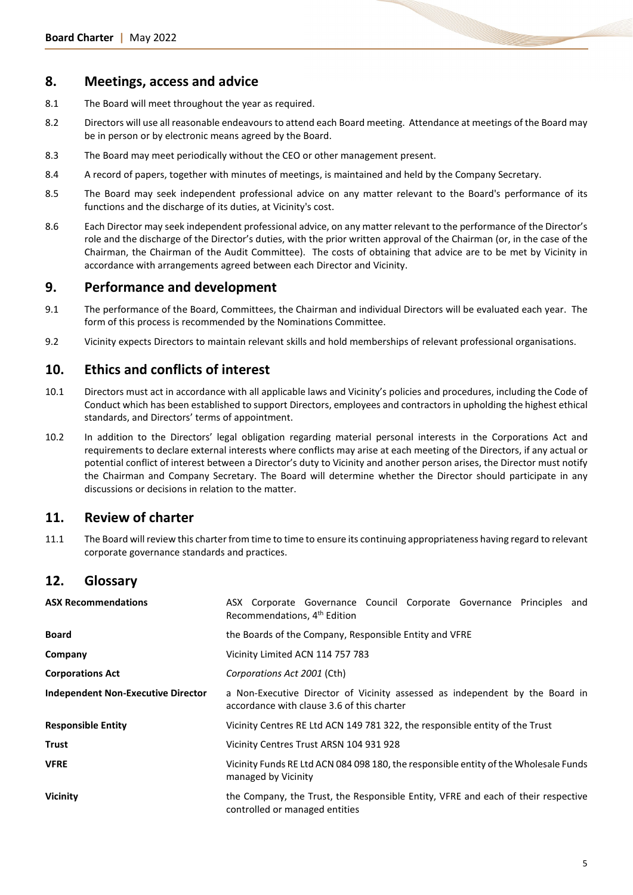## 8. Meetings, access and advice

8.1 The Board will meet throughout the year as required.

8.2 Directors will use all reasonable endeavours to attend each Board meeting. Attendance at meetings of the Board may be in person or by electronic means agreed by the Board.

8.3 The Board may meet periodically without the CEO or other management present.

8.4 A record of papers, together with minutes of meetings, is maintained and held by the Company Secretary.

8.5 The Board may seek independent professional advice on any matter relevant to the Board's performance of its functions and the discharge of its duties, at Vicinity's cost.

8.6 Each Director may seek independent professional advice, on any matter relevant to the performance of the Director's role and the discharge of the Director's duties, with the prior written approval of the Chairman (or, in the case of the Chairman, the Chairman of the Audit Committee). The costs of obtaining that advice are to be met by Vicinity in accordance with arrangements agreed between each Director and Vicinity.

## 9. Performance and development

9.1 The performance of the Board, Committees, the Chairman and individual Directors will be evaluated each year. The form of this process is recommended by the Nominations Committee.

9.2 Vicinity expects Directors to maintain relevant skills and hold memberships of relevant professional organisations.

## 10. Ethics and conflicts of interest

10.1 Directors must act in accordance with all applicable laws and Vicinity's policies and procedures, including the Code of Conduct which has been established to support Directors, employees and contractors in upholding the highest ethical standards, and Directors' terms of appointment.

10.2 In addition to the Directors' legal obligation regarding material personal interests in the Corporations Act and requirements to declare external interests where conflicts may arise at each meeting of the Directors, if any actual or potential conflict of interest between a Director's duty to Vicinity and another person arises, the Director must notify the Chairman and Company Secretary. The Board will determine whether the Director should participate in any discussions or decisions in relation to the matter.

## 11. Review of charter

11.1 The Board will review this charter from time to time to ensure its continuing appropriateness having regard to relevant corporate governance standards and practices.

## 12. Glossary

| | |
|---|---|
| **ASX Recommendations** | ASX Corporate Governance Council Corporate Governance Principles and Recommendations, 4th Edition |
| **Board** | the Boards of the Company, Responsible Entity and VFRE |
| **Company** | Vicinity Limited ACN 114 757 783 |
| **Corporations Act** | *Corporations Act 2001* (Cth) |
| **Independent Non-Executive Director** | a Non-Executive Director of Vicinity assessed as independent by the Board in accordance with clause 3.6 of this charter |
| **Responsible Entity** | Vicinity Centres RE Ltd ACN 149 781 322, the responsible entity of the Trust |
| **Trust** | Vicinity Centres Trust ARSN 104 931 928 |
| **VFRE** | Vicinity Funds RE Ltd ACN 084 098 180, the responsible entity of the Wholesale Funds managed by Vicinity |
| **Vicinity** | the Company, the Trust, the Responsible Entity, VFRE and each of their respective controlled or managed entities |